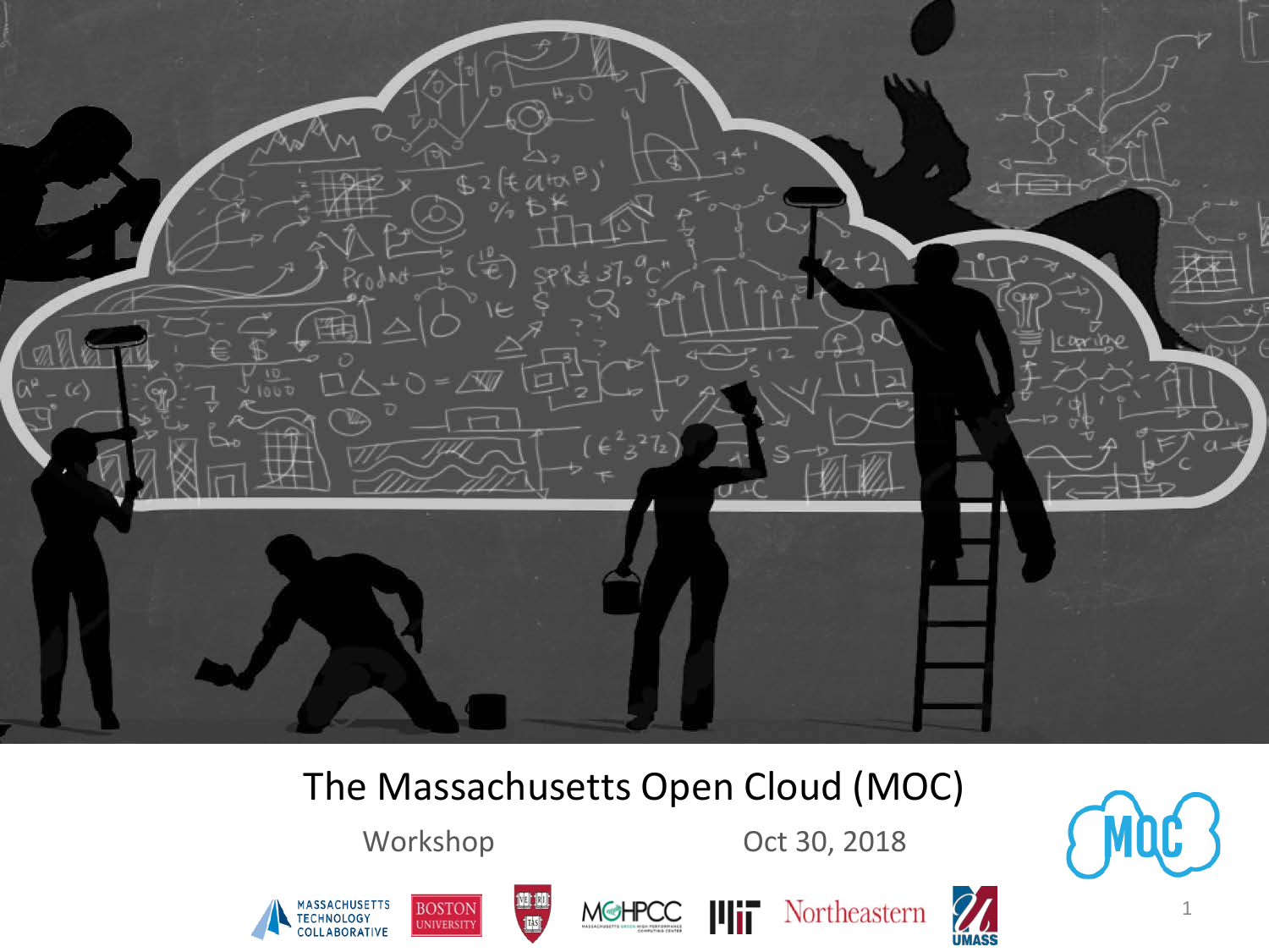# The Massachusetts Open Cloud (MOC)

Workshop Oct 30, 2018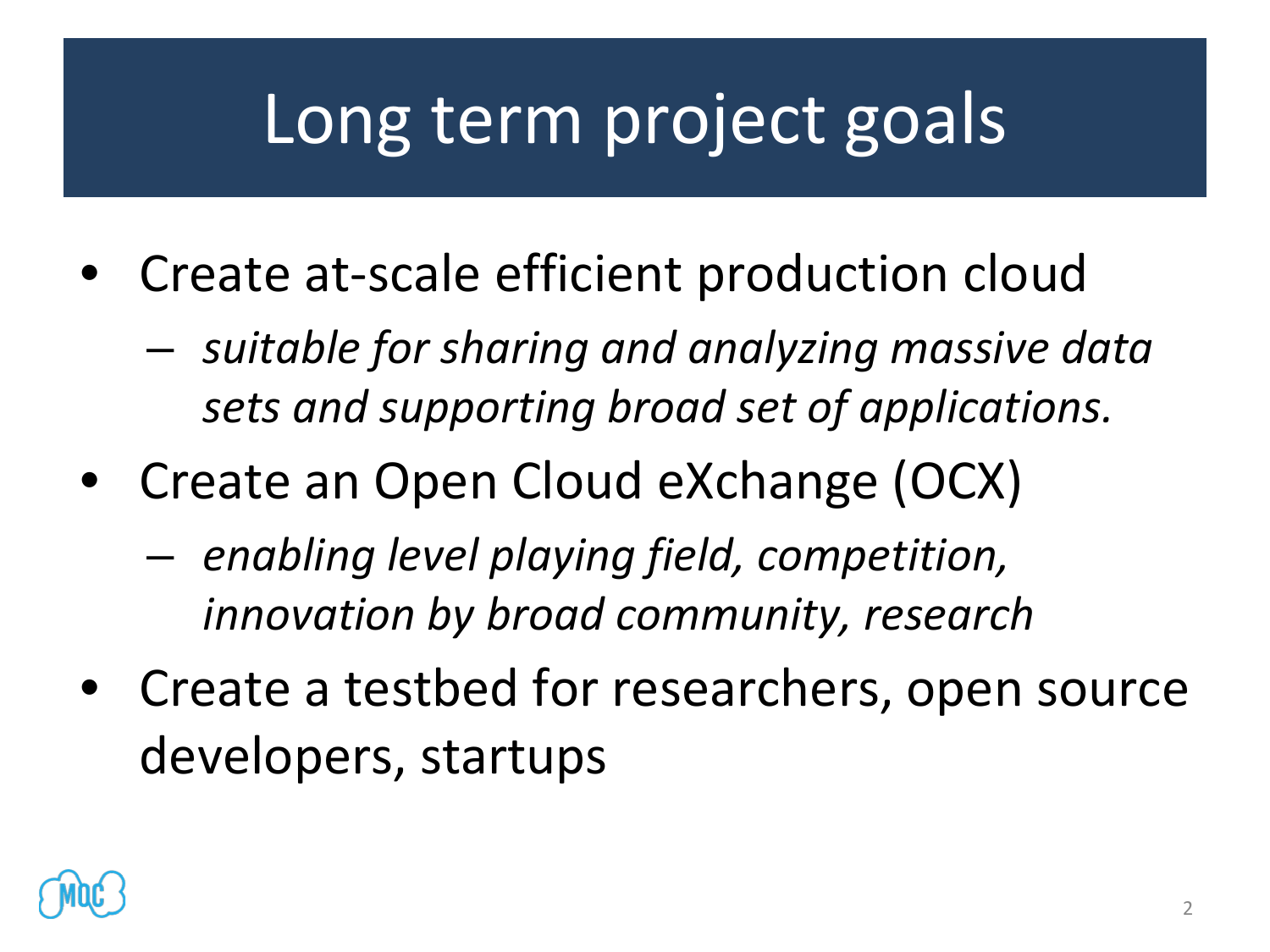# Long term project goals

- Create at-scale efficient production cloud
  - *suitable for sharing and analyzing massive data sets and supporting broad set of applications.*
- Create an Open Cloud eXchange (OCX)
  - *enabling level playing field, competition, innovation by broad community, research*
- Create a testbed for researchers, open source developers, startups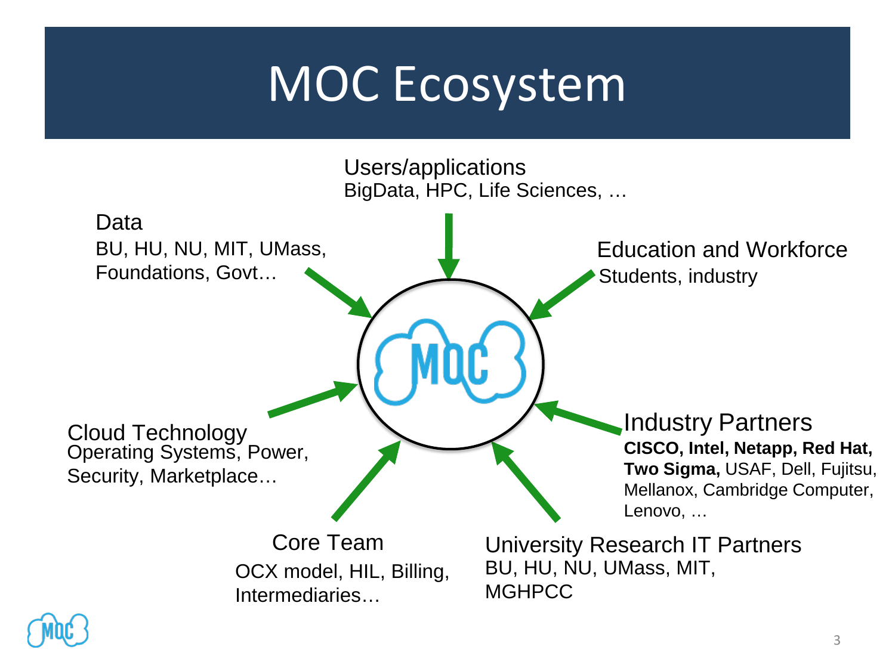# MOC Ecosystem

**Users/applications**
BigData, HPC, Life Sciences, …

**Data**
BU, HU, NU, MIT, UMass, Foundations, Govt…

**Education and Workforce**
Students, industry

**Cloud Technology**
Operating Systems, Power, Security, Marketplace…

**Industry Partners**
**CISCO, Intel, Netapp, Red Hat, Two Sigma,** USAF, Dell, Fujitsu, Mellanox, Cambridge Computer, Lenovo, …

**Core Team**
OCX model, HIL, Billing, Intermediaries…

**University Research IT Partners**
BU, HU, NU, UMass, MIT, MGHPCC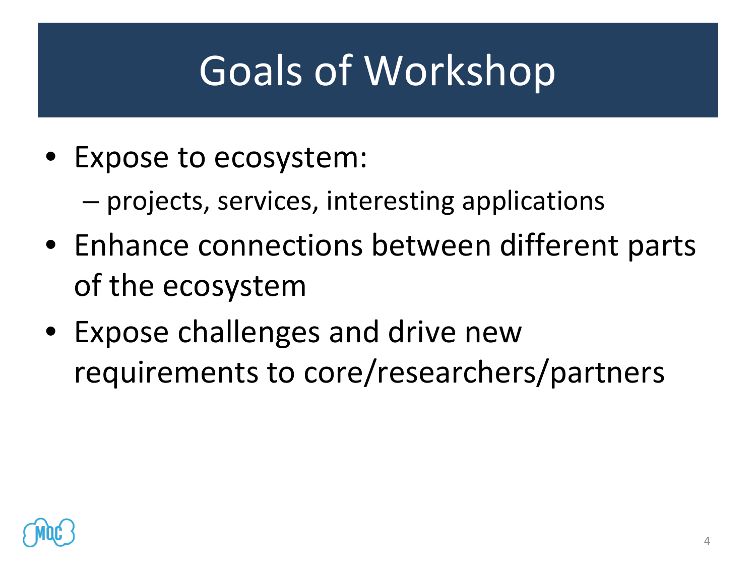# Goals of Workshop

- Expose to ecosystem:
  - projects, services, interesting applications
- Enhance connections between different parts of the ecosystem
- Expose challenges and drive new requirements to core/researchers/partners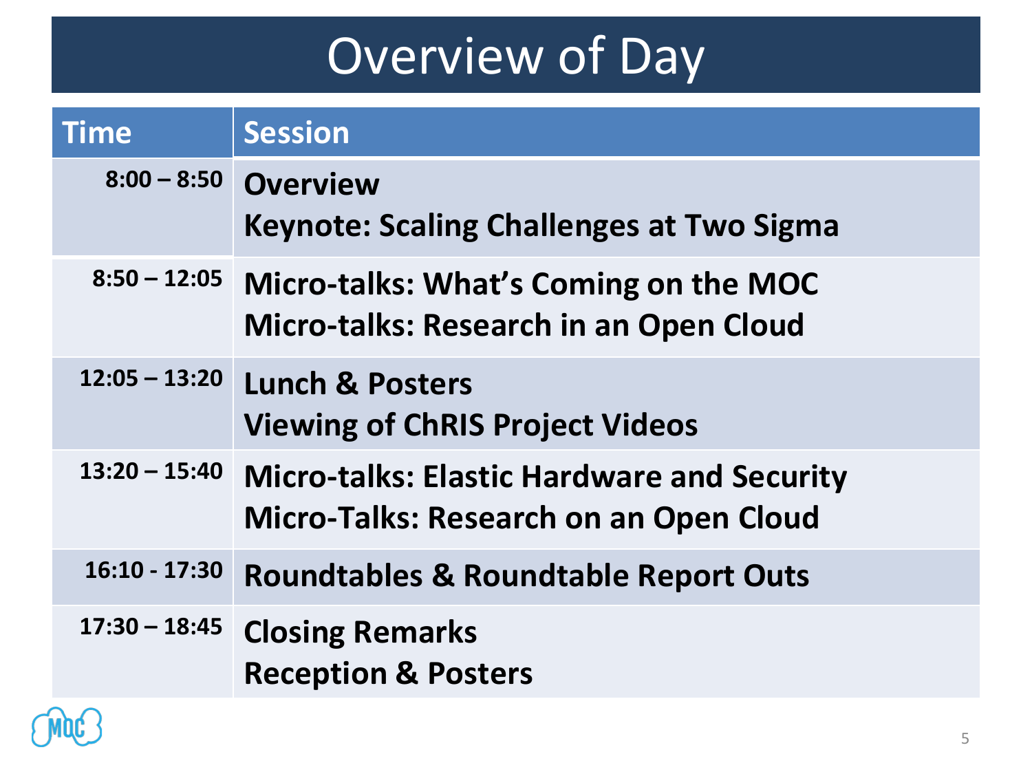# Overview of Day

| Time | Session |
|---|---|
| 8:00 – 8:50 | **Overview**<br>**Keynote: Scaling Challenges at Two Sigma** |
| 8:50 – 12:05 | **Micro-talks: What's Coming on the MOC**<br>**Micro-talks: Research in an Open Cloud** |
| 12:05 – 13:20 | **Lunch & Posters**<br>**Viewing of ChRIS Project Videos** |
| 13:20 – 15:40 | **Micro-talks: Elastic Hardware and Security**<br>**Micro-Talks: Research on an Open Cloud** |
| 16:10 - 17:30 | **Roundtables & Roundtable Report Outs** |
| 17:30 – 18:45 | **Closing Remarks**<br>**Reception & Posters** |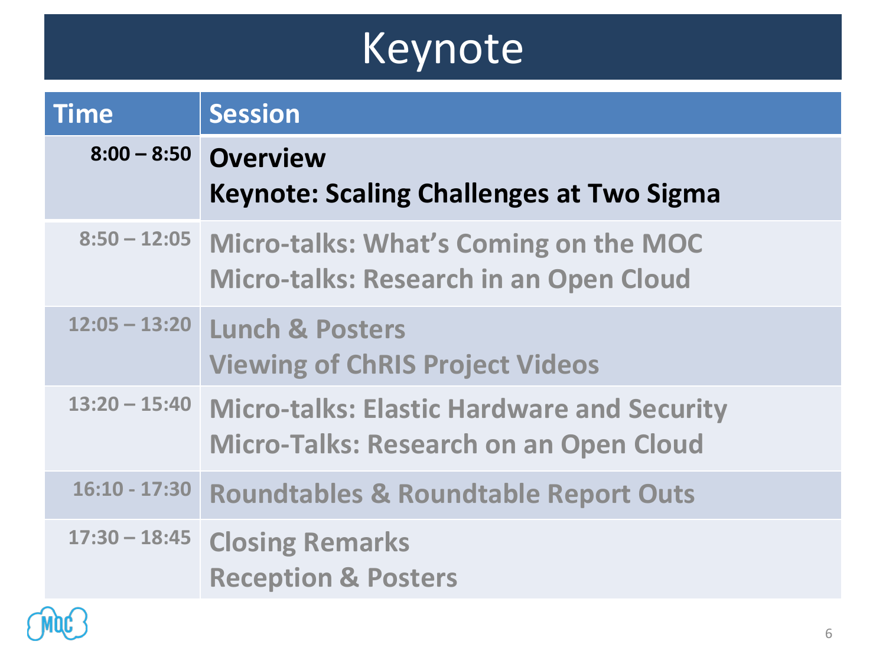# Keynote

| Time | Session |
| --- | --- |
| 8:00 – 8:50 | **Overview**<br>**Keynote: Scaling Challenges at Two Sigma** |
| 8:50 – 12:05 | Micro-talks: What's Coming on the MOC<br>Micro-talks: Research in an Open Cloud |
| 12:05 – 13:20 | Lunch & Posters<br>Viewing of ChRIS Project Videos |
| 13:20 – 15:40 | Micro-talks: Elastic Hardware and Security<br>Micro-Talks: Research on an Open Cloud |
| 16:10 - 17:30 | Roundtables & Roundtable Report Outs |
| 17:30 – 18:45 | Closing Remarks<br>Reception & Posters |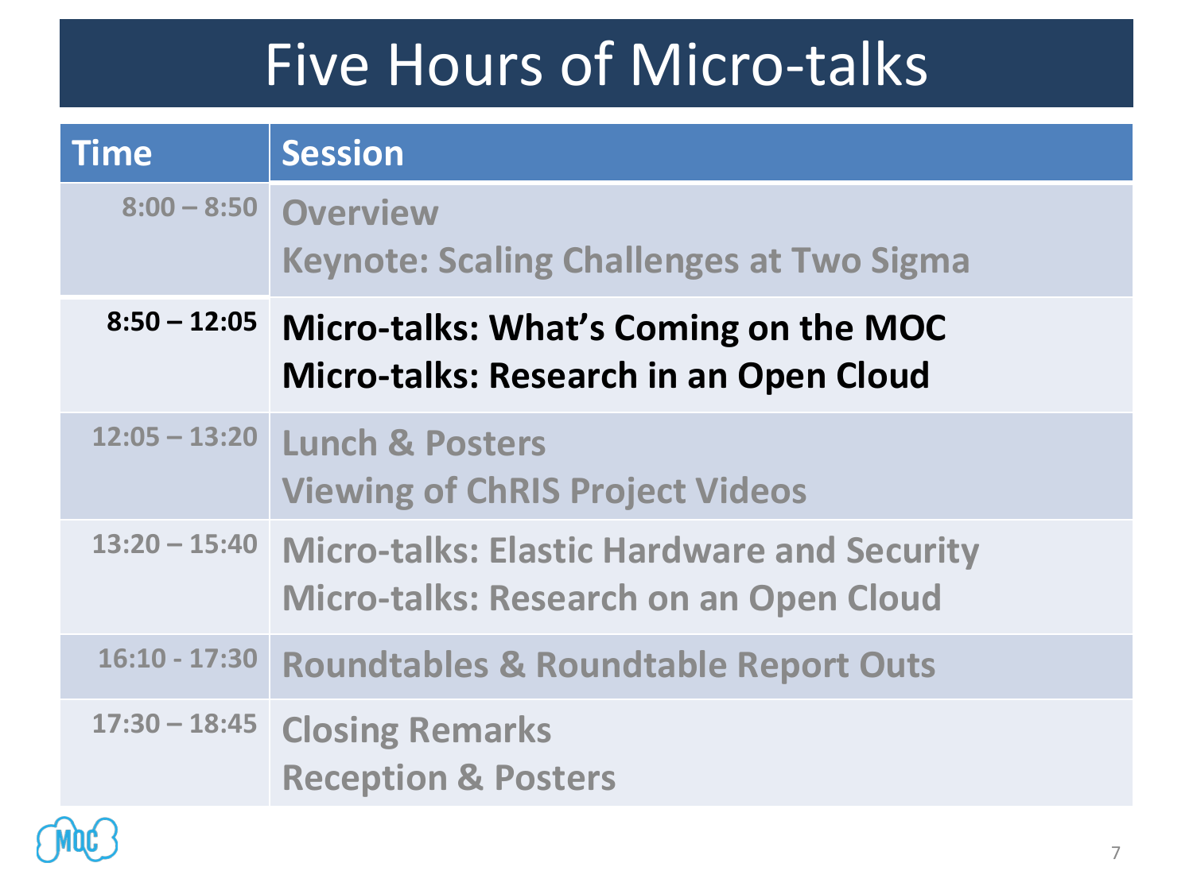# Five Hours of Micro-talks

| Time | Session |
|---|---|
| 8:00 – 8:50 | Overview<br>Keynote: Scaling Challenges at Two Sigma |
| **8:50 – 12:05** | **Micro-talks: What's Coming on the MOC**<br>**Micro-talks: Research in an Open Cloud** |
| 12:05 – 13:20 | Lunch & Posters<br>Viewing of ChRIS Project Videos |
| 13:20 – 15:40 | Micro-talks: Elastic Hardware and Security<br>Micro-talks: Research on an Open Cloud |
| 16:10 - 17:30 | Roundtables & Roundtable Report Outs |
| 17:30 – 18:45 | Closing Remarks<br>Reception & Posters |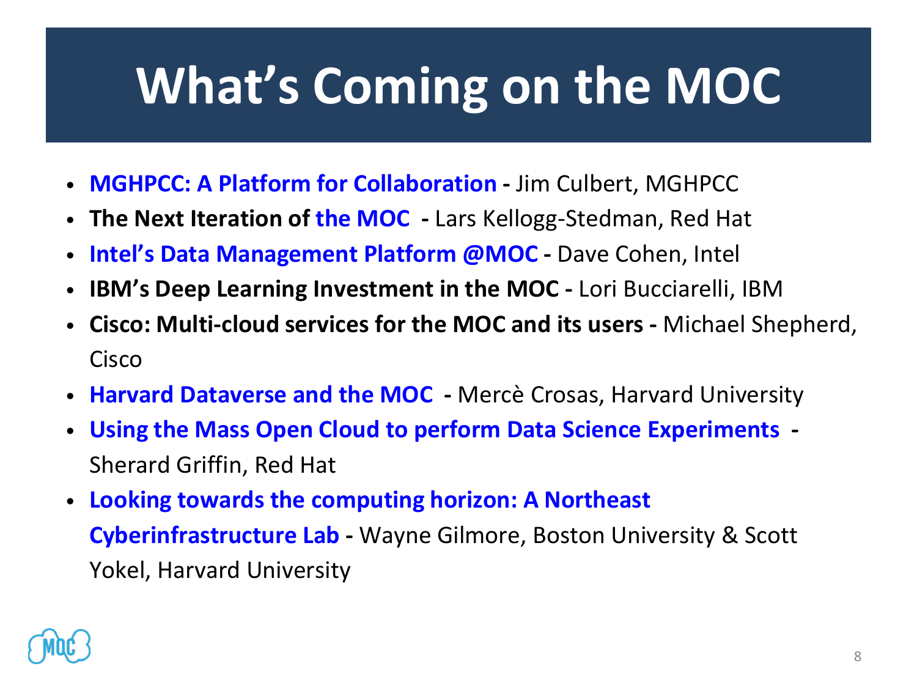# What's Coming on the MOC

- **MGHPCC: A Platform for Collaboration -** Jim Culbert, MGHPCC
- **The Next Iteration of the MOC -** Lars Kellogg-Stedman, Red Hat
- **Intel's Data Management Platform @MOC -** Dave Cohen, Intel
- **IBM's Deep Learning Investment in the MOC -** Lori Bucciarelli, IBM
- **Cisco: Multi-cloud services for the MOC and its users -** Michael Shepherd, Cisco
- **Harvard Dataverse and the MOC -** Mercè Crosas, Harvard University
- **Using the Mass Open Cloud to perform Data Science Experiments -** Sherard Griffin, Red Hat
- **Looking towards the computing horizon: A Northeast Cyberinfrastructure Lab -** Wayne Gilmore, Boston University & Scott Yokel, Harvard University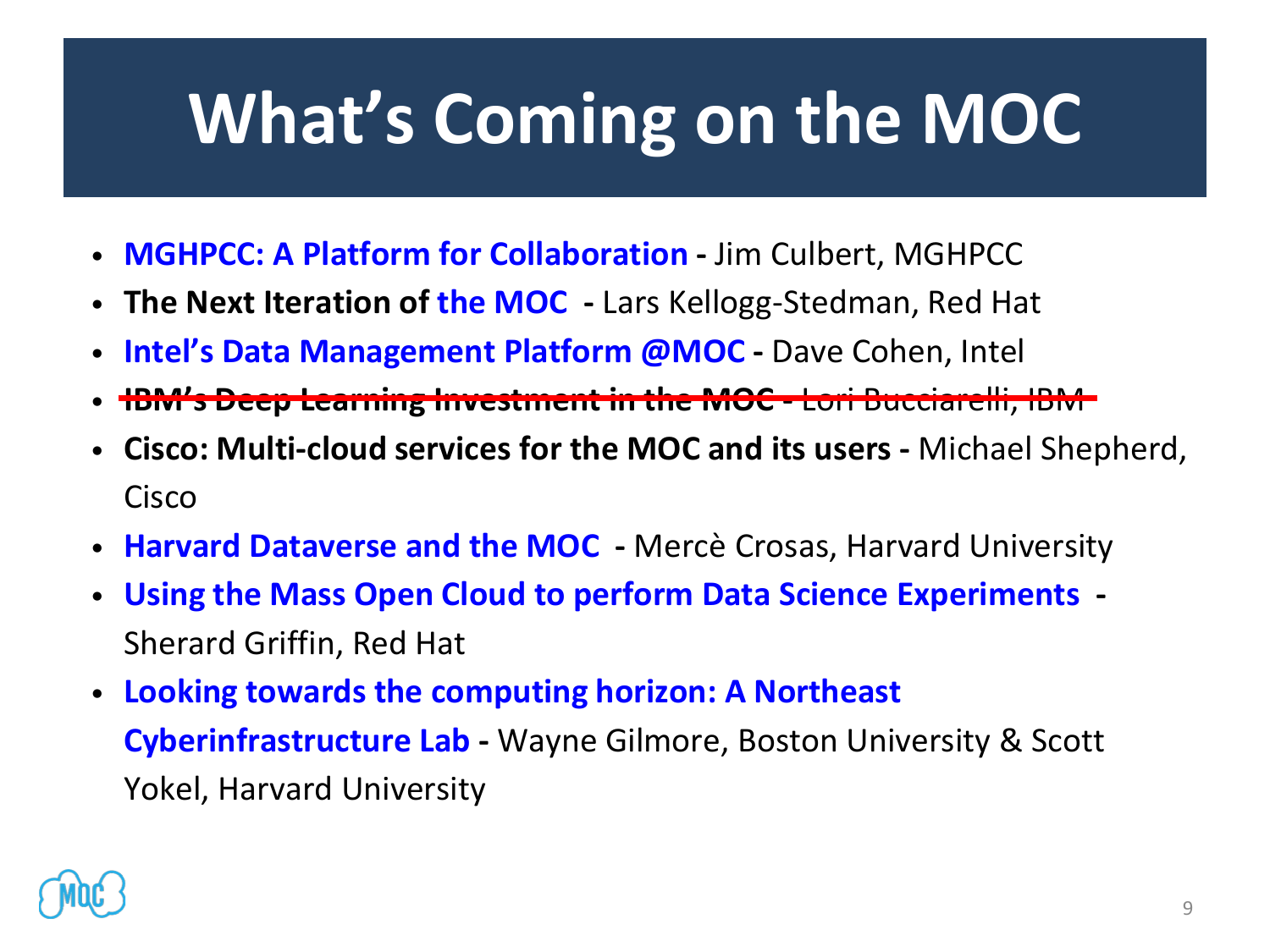# What's Coming on the MOC

- **MGHPCC: A Platform for Collaboration -** Jim Culbert, MGHPCC
- **The Next Iteration of the MOC -** Lars Kellogg-Stedman, Red Hat
- **Intel's Data Management Platform @MOC -** Dave Cohen, Intel
- ~~**IBM's Deep Learning Investment in the MOC -** Lori Bucciarelli, IBM~~
- **Cisco: Multi-cloud services for the MOC and its users -** Michael Shepherd, Cisco
- **Harvard Dataverse and the MOC -** Mercè Crosas, Harvard University
- **Using the Mass Open Cloud to perform Data Science Experiments -** Sherard Griffin, Red Hat
- **Looking towards the computing horizon: A Northeast Cyberinfrastructure Lab -** Wayne Gilmore, Boston University & Scott Yokel, Harvard University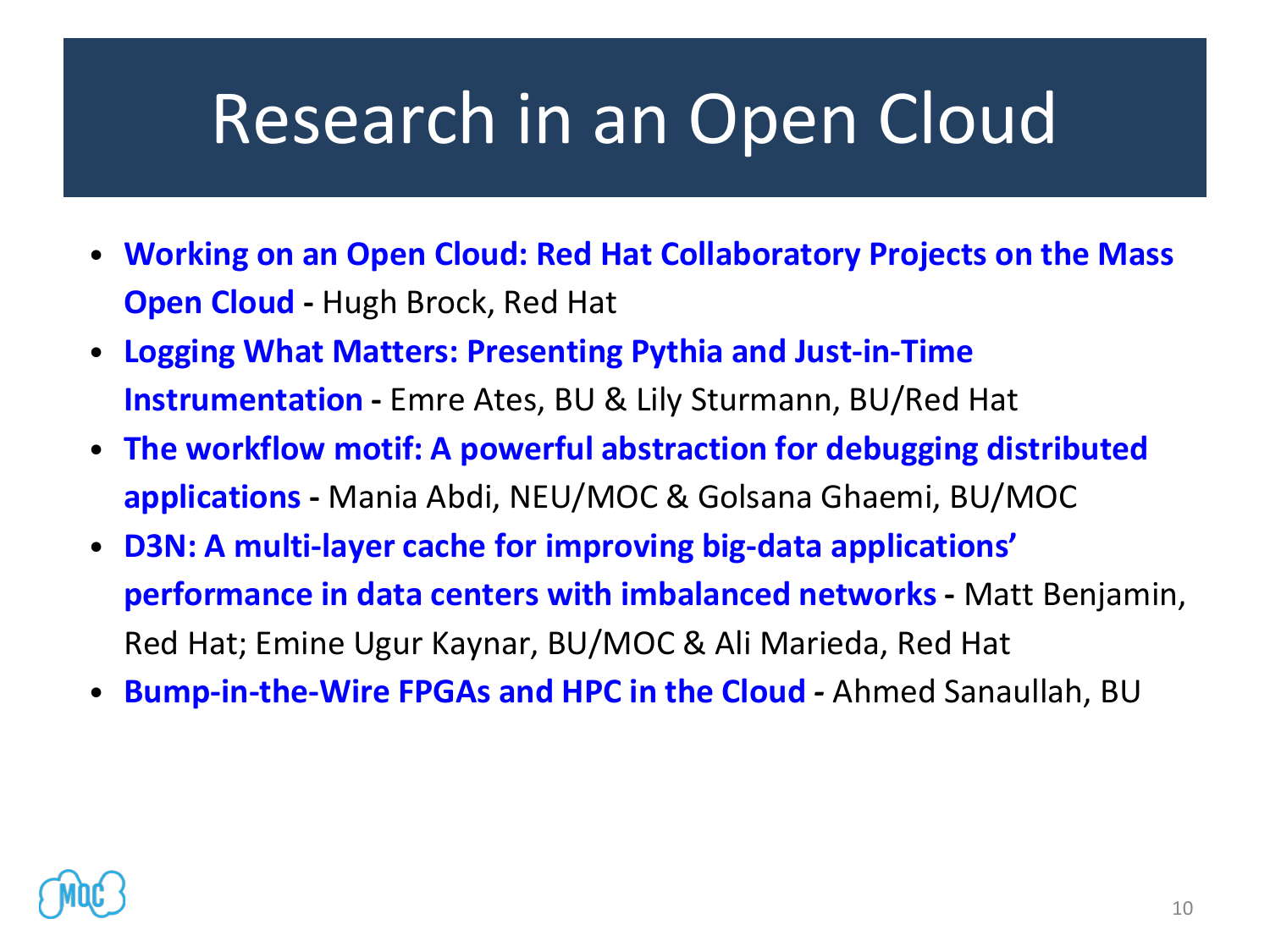# Research in an Open Cloud

- **Working on an Open Cloud: Red Hat Collaboratory Projects on the Mass Open Cloud -** Hugh Brock, Red Hat
- **Logging What Matters: Presenting Pythia and Just-in-Time Instrumentation -** Emre Ates, BU & Lily Sturmann, BU/Red Hat
- **The workflow motif: A powerful abstraction for debugging distributed applications -** Mania Abdi, NEU/MOC & Golsana Ghaemi, BU/MOC
- **D3N: A multi-layer cache for improving big-data applications' performance in data centers with imbalanced networks -** Matt Benjamin, Red Hat; Emine Ugur Kaynar, BU/MOC & Ali Marieda, Red Hat
- **Bump-in-the-Wire FPGAs and HPC in the Cloud -** Ahmed Sanaullah, BU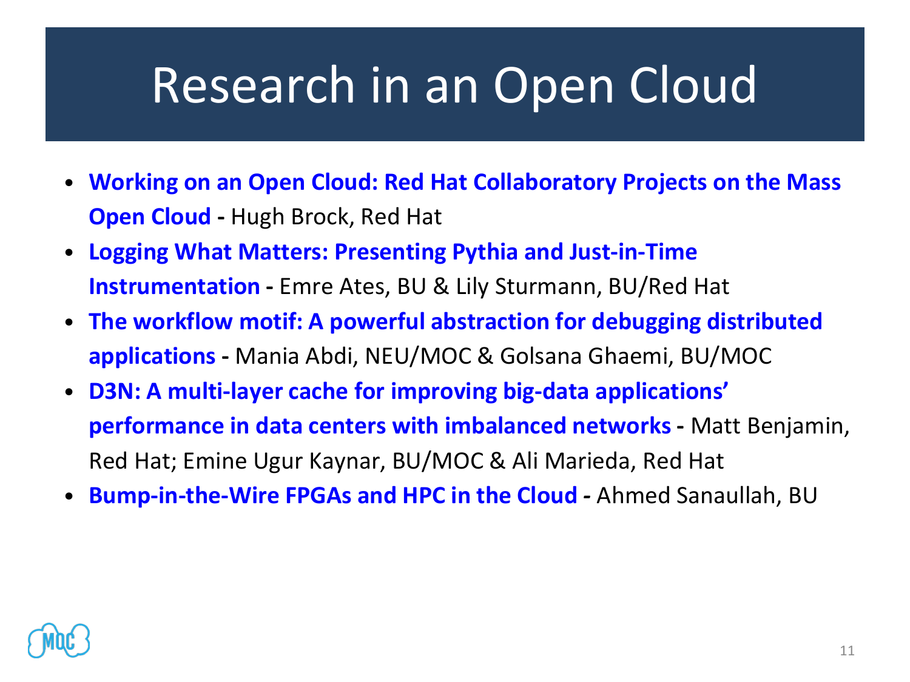# Research in an Open Cloud

- **Working on an Open Cloud: Red Hat Collaboratory Projects on the Mass Open Cloud -** Hugh Brock, Red Hat
- **Logging What Matters: Presenting Pythia and Just-in-Time Instrumentation -** Emre Ates, BU & Lily Sturmann, BU/Red Hat
- **The workflow motif: A powerful abstraction for debugging distributed applications -** Mania Abdi, NEU/MOC & Golsana Ghaemi, BU/MOC
- **D3N: A multi-layer cache for improving big-data applications' performance in data centers with imbalanced networks -** Matt Benjamin, Red Hat; Emine Ugur Kaynar, BU/MOC & Ali Marieda, Red Hat
- **Bump-in-the-Wire FPGAs and HPC in the Cloud -** Ahmed Sanaullah, BU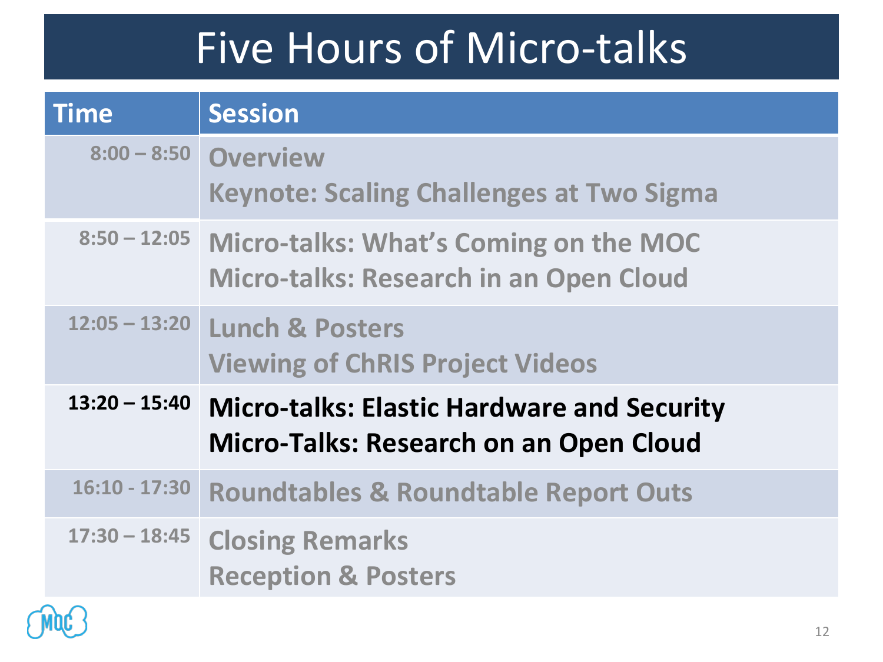# Five Hours of Micro-talks

| Time | Session |
|---|---|
| 8:00 – 8:50 | Overview<br>Keynote: Scaling Challenges at Two Sigma |
| 8:50 – 12:05 | Micro-talks: What's Coming on the MOC<br>Micro-talks: Research in an Open Cloud |
| 12:05 – 13:20 | Lunch & Posters<br>Viewing of ChRIS Project Videos |
| **13:20 – 15:40** | **Micro-talks: Elastic Hardware and Security**<br>**Micro-Talks: Research on an Open Cloud** |
| 16:10 - 17:30 | Roundtables & Roundtable Report Outs |
| 17:30 – 18:45 | Closing Remarks<br>Reception & Posters |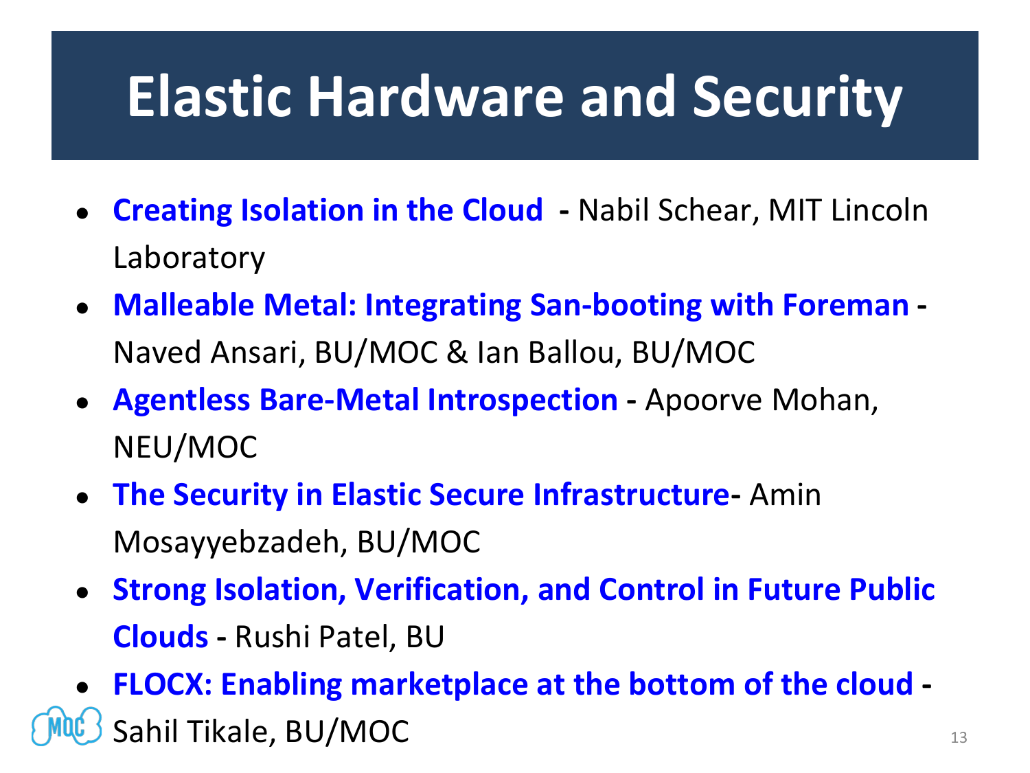# Elastic Hardware and Security

- **Creating Isolation in the Cloud** **-** Nabil Schear, MIT Lincoln Laboratory
- **Malleable Metal: Integrating San-booting with Foreman** **-** Naved Ansari, BU/MOC & Ian Ballou, BU/MOC
- **Agentless Bare-Metal Introspection** **-** Apoorve Mohan, NEU/MOC
- **The Security in Elastic Secure Infrastructure-** Amin Mosayyebzadeh, BU/MOC
- **Strong Isolation, Verification, and Control in Future Public Clouds** **-** Rushi Patel, BU
- **FLOCX: Enabling marketplace at the bottom of the cloud** **-** Sahil Tikale, BU/MOC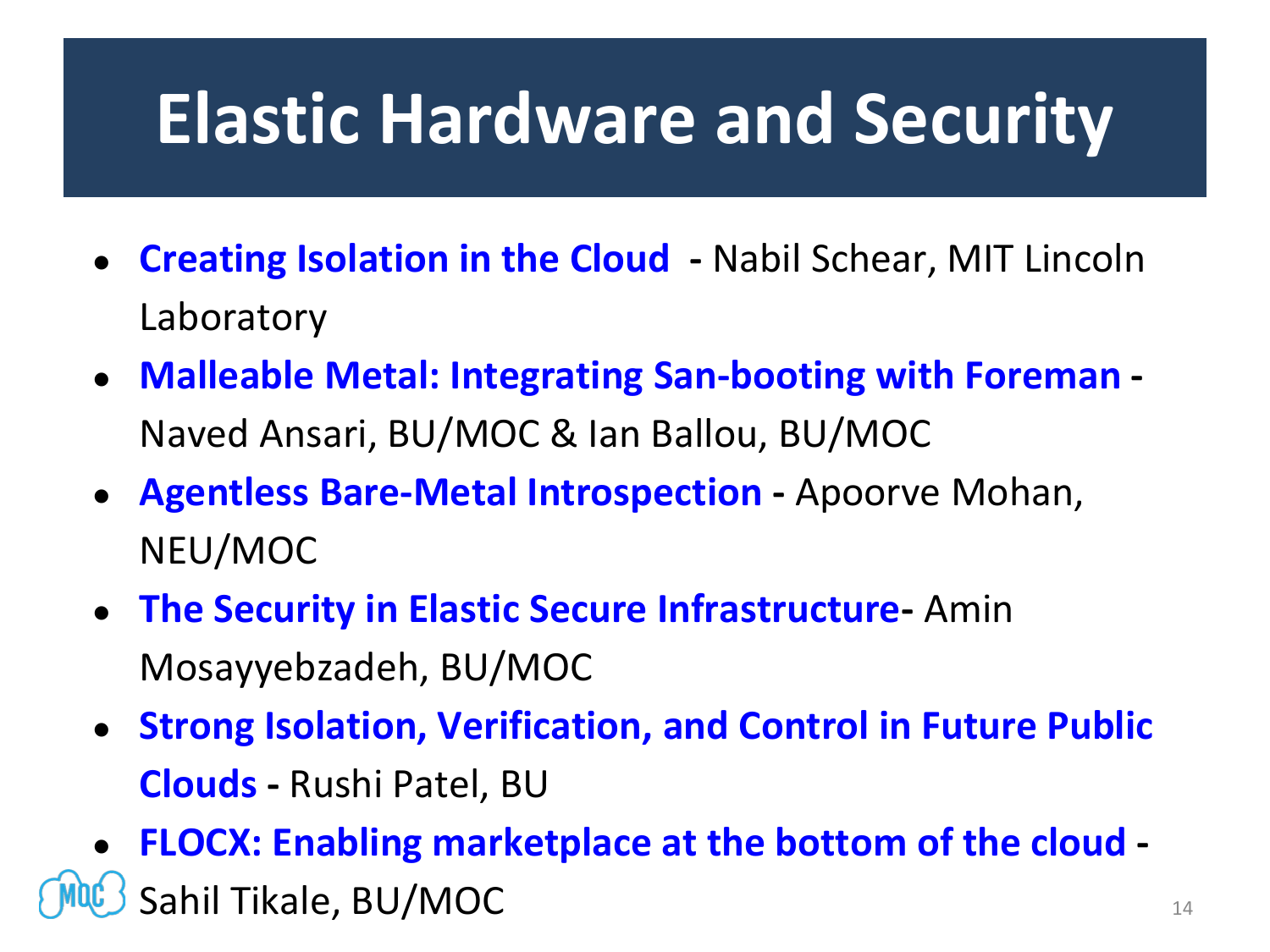# Elastic Hardware and Security

- **Creating Isolation in the Cloud** **-** Nabil Schear, MIT Lincoln Laboratory
- **Malleable Metal: Integrating San-booting with Foreman -** Naved Ansari, BU/MOC & Ian Ballou, BU/MOC
- **Agentless Bare-Metal Introspection -** Apoorve Mohan, NEU/MOC
- **The Security in Elastic Secure Infrastructure-** Amin Mosayyebzadeh, BU/MOC
- **Strong Isolation, Verification, and Control in Future Public Clouds -** Rushi Patel, BU
- **FLOCX: Enabling marketplace at the bottom of the cloud -** Sahil Tikale, BU/MOC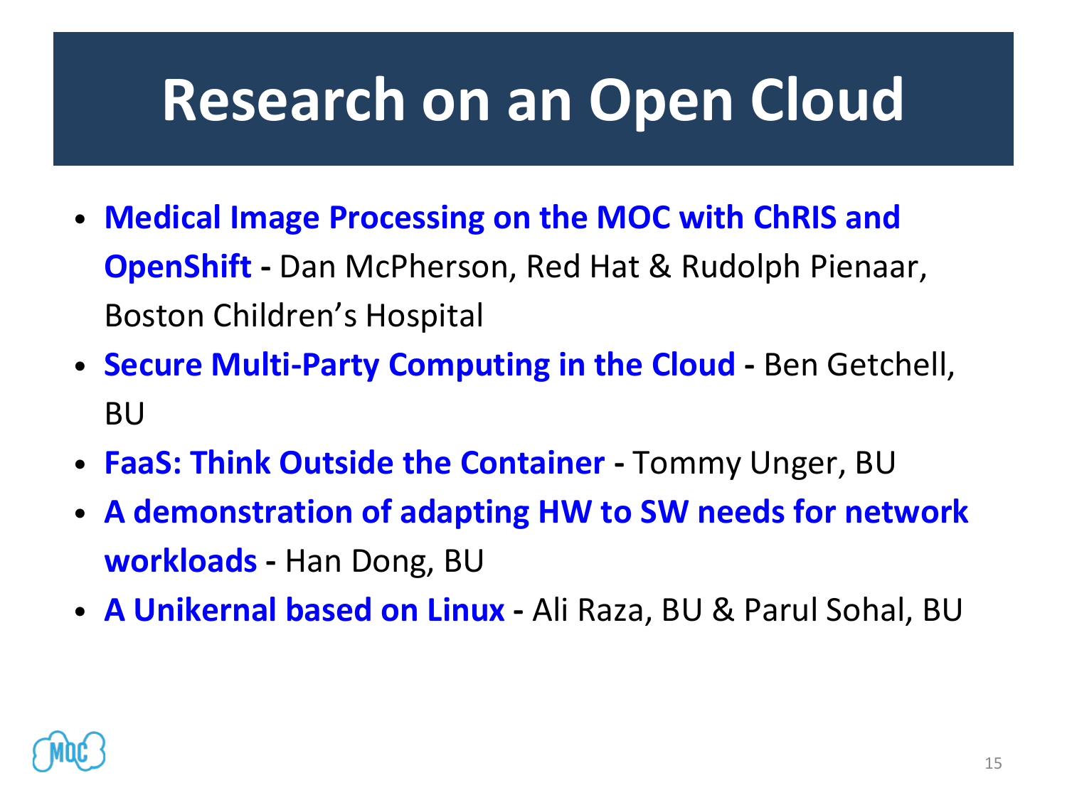# Research on an Open Cloud

- **Medical Image Processing on the MOC with ChRIS and OpenShift -** Dan McPherson, Red Hat & Rudolph Pienaar, Boston Children's Hospital
- **Secure Multi-Party Computing in the Cloud -** Ben Getchell, BU
- **FaaS: Think Outside the Container -** Tommy Unger, BU
- **A demonstration of adapting HW to SW needs for network workloads -** Han Dong, BU
- **A Unikernal based on Linux -** Ali Raza, BU & Parul Sohal, BU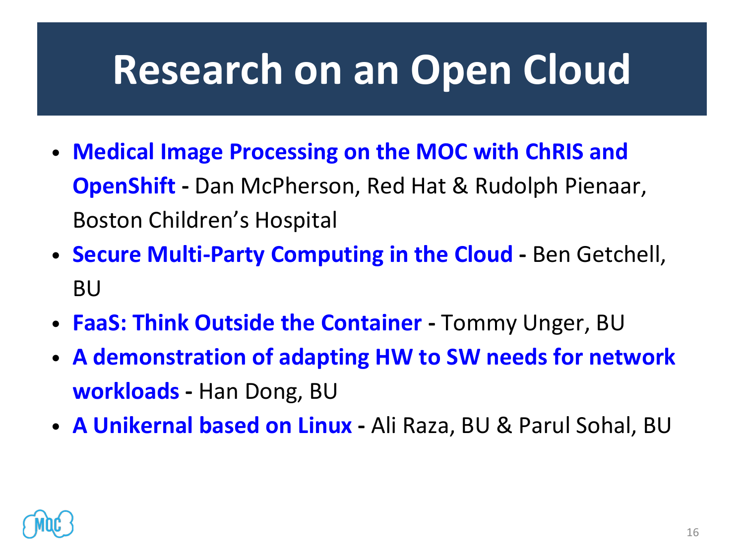# Research on an Open Cloud

- **Medical Image Processing on the MOC with ChRIS and OpenShift -** Dan McPherson, Red Hat & Rudolph Pienaar, Boston Children's Hospital
- **Secure Multi-Party Computing in the Cloud -** Ben Getchell, BU
- **FaaS: Think Outside the Container -** Tommy Unger, BU
- **A demonstration of adapting HW to SW needs for network workloads -** Han Dong, BU
- **A Unikernal based on Linux -** Ali Raza, BU & Parul Sohal, BU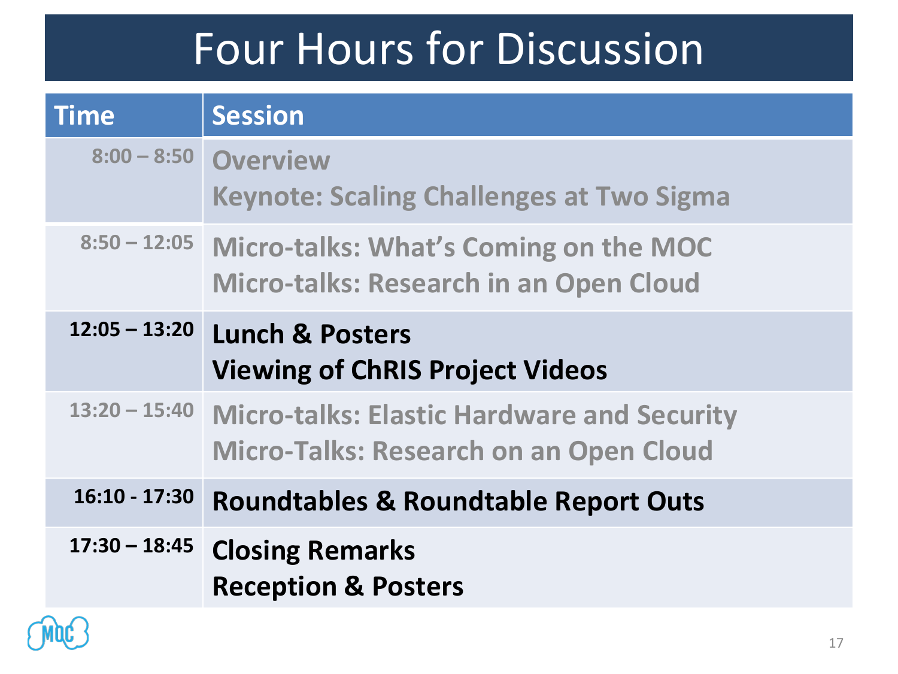# Four Hours for Discussion

| Time | Session |
| --- | --- |
| 8:00 – 8:50 | Overview<br>Keynote: Scaling Challenges at Two Sigma |
| 8:50 – 12:05 | Micro-talks: What's Coming on the MOC<br>Micro-talks: Research in an Open Cloud |
| **12:05 – 13:20** | **Lunch & Posters**<br>**Viewing of ChRIS Project Videos** |
| 13:20 – 15:40 | Micro-talks: Elastic Hardware and Security<br>Micro-Talks: Research on an Open Cloud |
| **16:10 - 17:30** | **Roundtables & Roundtable Report Outs** |
| **17:30 – 18:45** | **Closing Remarks**<br>**Reception & Posters** |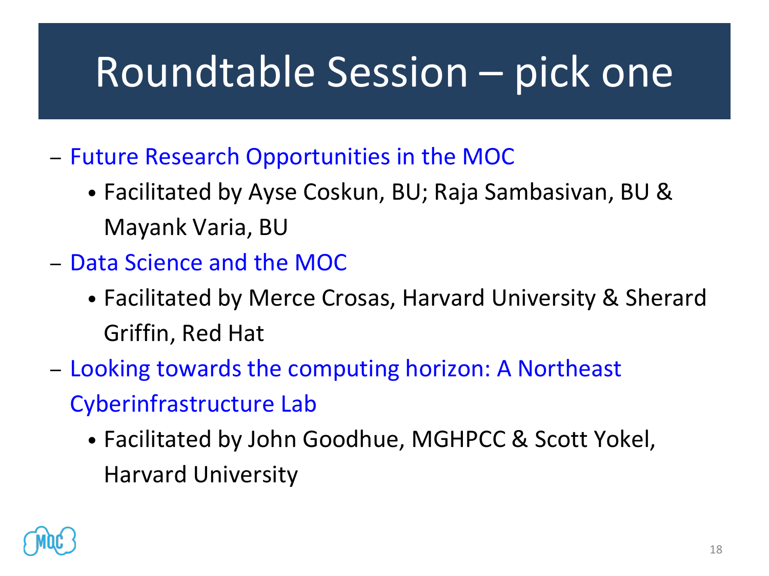# Roundtable Session – pick one

- Future Research Opportunities in the MOC
  - Facilitated by Ayse Coskun, BU; Raja Sambasivan, BU & Mayank Varia, BU
- Data Science and the MOC
  - Facilitated by Merce Crosas, Harvard University & Sherard Griffin, Red Hat
- Looking towards the computing horizon: A Northeast Cyberinfrastructure Lab
  - Facilitated by John Goodhue, MGHPCC & Scott Yokel, Harvard University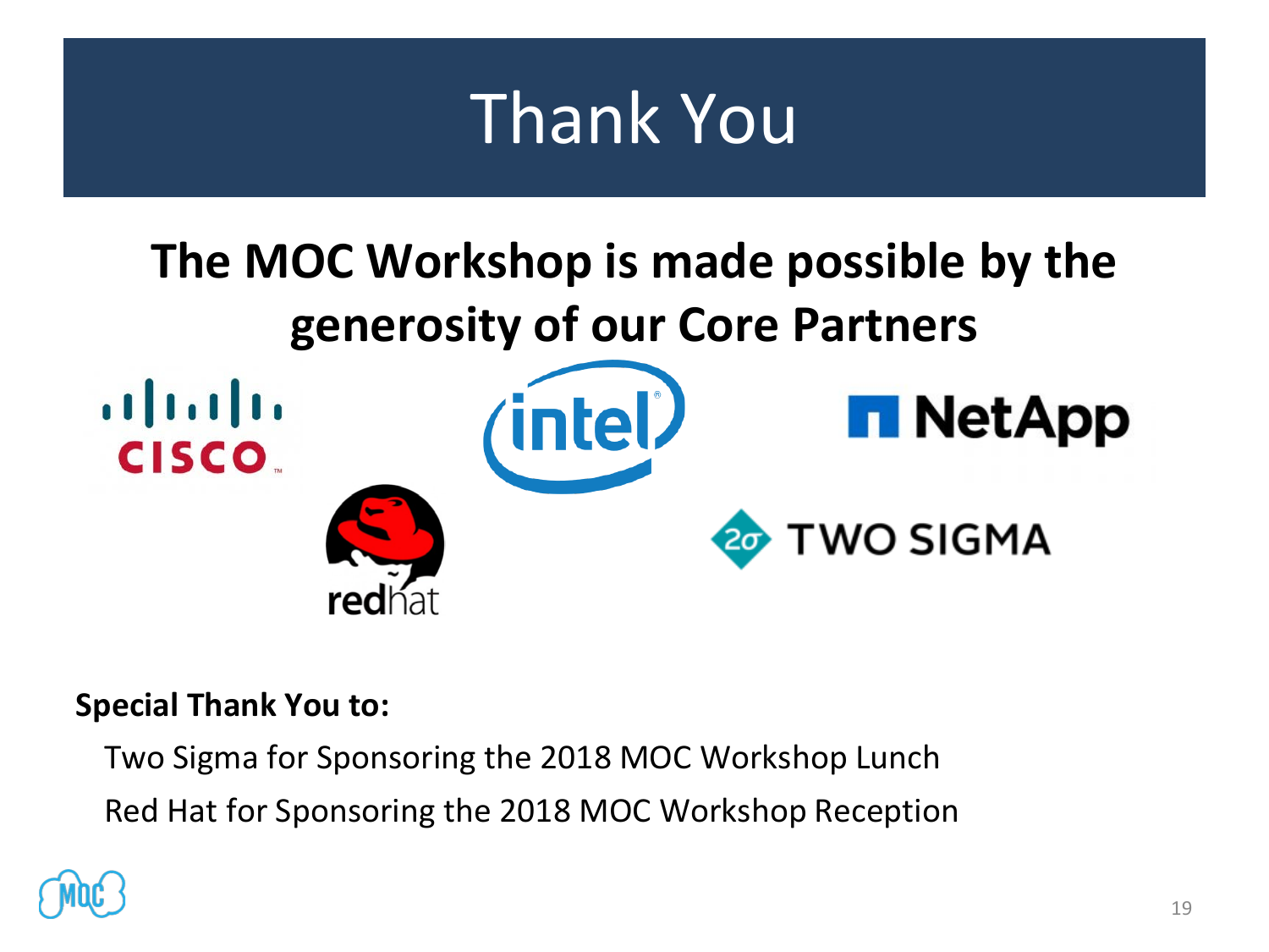# Thank You

## The MOC Workshop is made possible by the generosity of our Core Partners

**Special Thank You to:**

Two Sigma for Sponsoring the 2018 MOC Workshop Lunch

Red Hat for Sponsoring the 2018 MOC Workshop Reception